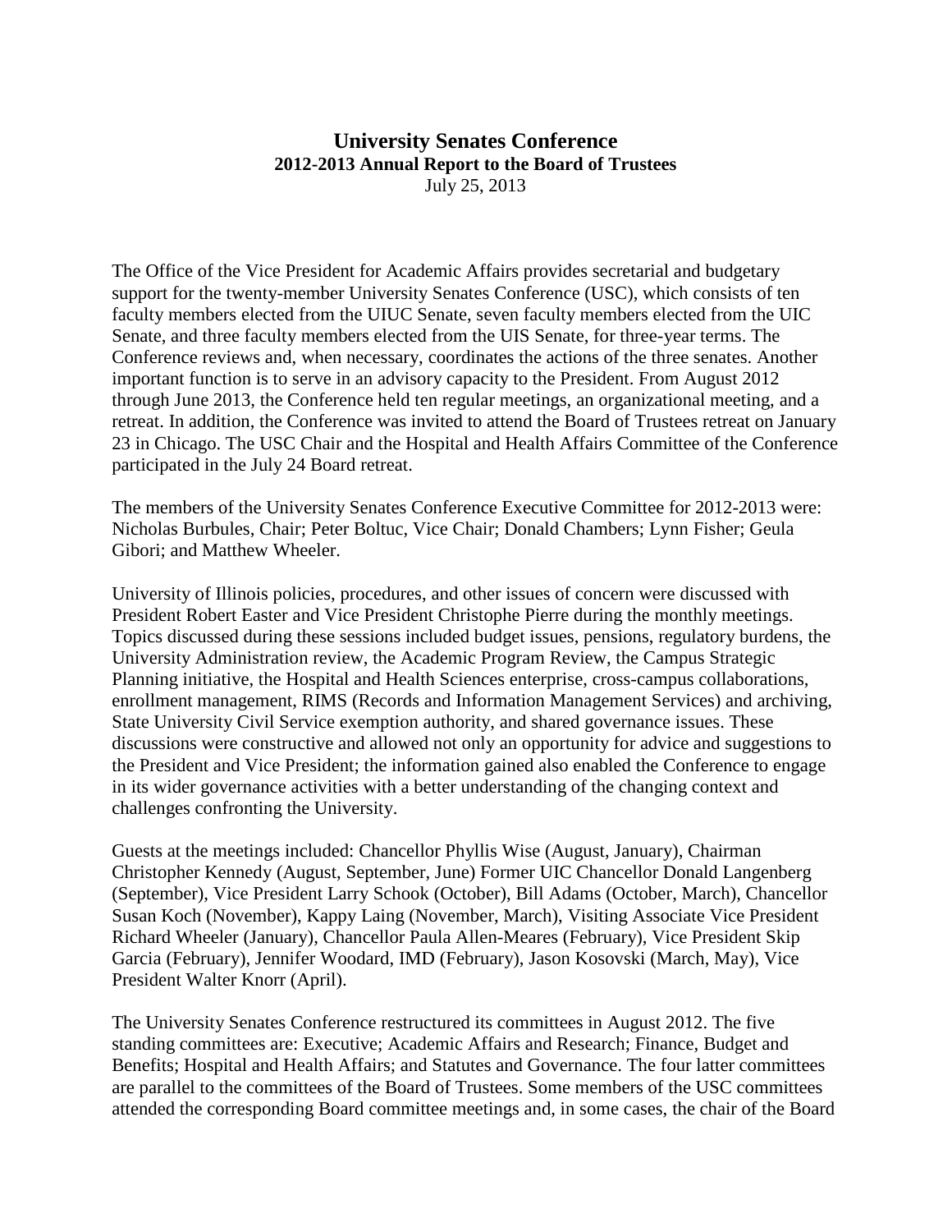# University Senates Conference

## 2012-2013 Annual Report to the Board of Trustees

July 25, 2013

The Office of the Vice President for Academic Affairs provides secretarial and budgetary support for the twenty-member University Senates Conference (USC), which consists of ten faculty members elected from the UIUC Senate, seven faculty members elected from the UIC Senate, and three faculty members elected from the UIS Senate, for three-year terms. The Conference reviews and, when necessary, coordinates the actions of the three senates. Another important function is to serve in an advisory capacity to the President. From August 2012 through June 2013, the Conference held ten regular meetings, an organizational meeting, and a retreat. In addition, the Conference was invited to attend the Board of Trustees retreat on January 23 in Chicago. The USC Chair and the Hospital and Health Affairs Committee of the Conference participated in the July 24 Board retreat.

The members of the University Senates Conference Executive Committee for 2012-2013 were: Nicholas Burbules, Chair; Peter Boltuc, Vice Chair; Donald Chambers; Lynn Fisher; Geula Gibori; and Matthew Wheeler.

University of Illinois policies, procedures, and other issues of concern were discussed with President Robert Easter and Vice President Christophe Pierre during the monthly meetings. Topics discussed during these sessions included budget issues, pensions, regulatory burdens, the University Administration review, the Academic Program Review, the Campus Strategic Planning initiative, the Hospital and Health Sciences enterprise, cross-campus collaborations, enrollment management, RIMS (Records and Information Management Services) and archiving, State University Civil Service exemption authority, and shared governance issues. These discussions were constructive and allowed not only an opportunity for advice and suggestions to the President and Vice President; the information gained also enabled the Conference to engage in its wider governance activities with a better understanding of the changing context and challenges confronting the University.

Guests at the meetings included: Chancellor Phyllis Wise (August, January), Chairman Christopher Kennedy (August, September, June) Former UIC Chancellor Donald Langenberg (September), Vice President Larry Schook (October), Bill Adams (October, March), Chancellor Susan Koch (November), Kappy Laing (November, March), Visiting Associate Vice President Richard Wheeler (January), Chancellor Paula Allen-Meares (February), Vice President Skip Garcia (February), Jennifer Woodard, IMD (February), Jason Kosovski (March, May), Vice President Walter Knorr (April).

The University Senates Conference restructured its committees in August 2012. The five standing committees are: Executive; Academic Affairs and Research; Finance, Budget and Benefits; Hospital and Health Affairs; and Statutes and Governance. The four latter committees are parallel to the committees of the Board of Trustees. Some members of the USC committees attended the corresponding Board committee meetings and, in some cases, the chair of the Board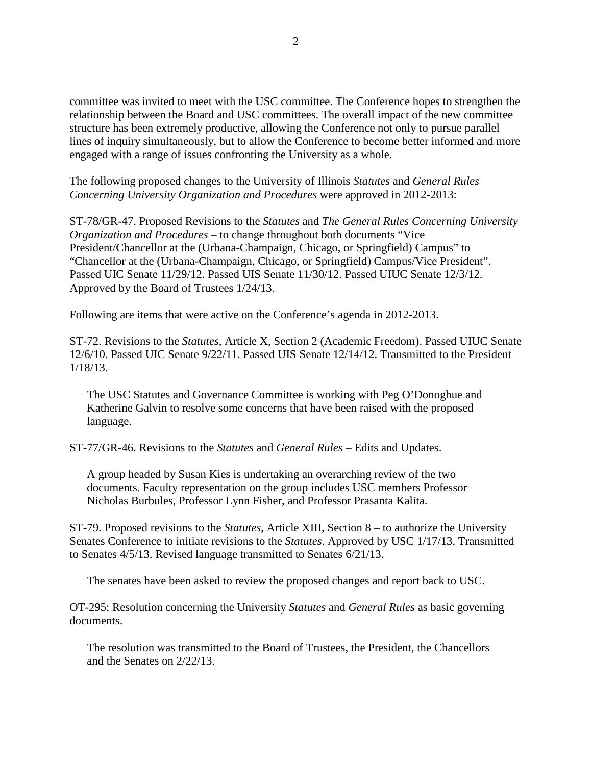committee was invited to meet with the USC committee. The Conference hopes to strengthen the relationship between the Board and USC committees. The overall impact of the new committee structure has been extremely productive, allowing the Conference not only to pursue parallel lines of inquiry simultaneously, but to allow the Conference to become better informed and more engaged with a range of issues confronting the University as a whole.

The following proposed changes to the University of Illinois *Statutes* and *General Rules Concerning University Organization and Procedures* were approved in 2012-2013:

ST-78/GR-47. Proposed Revisions to the *Statutes* and *The General Rules Concerning University Organization and Procedures* – to change throughout both documents "Vice President/Chancellor at the (Urbana-Champaign, Chicago, or Springfield) Campus" to "Chancellor at the (Urbana-Champaign, Chicago, or Springfield) Campus/Vice President". Passed UIC Senate 11/29/12. Passed UIS Senate 11/30/12. Passed UIUC Senate 12/3/12. Approved by the Board of Trustees 1/24/13.

Following are items that were active on the Conference's agenda in 2012-2013.

ST-72. Revisions to the *Statutes*, Article X, Section 2 (Academic Freedom). Passed UIUC Senate 12/6/10. Passed UIC Senate 9/22/11. Passed UIS Senate 12/14/12. Transmitted to the President 1/18/13.

> The USC Statutes and Governance Committee is working with Peg O'Donoghue and Katherine Galvin to resolve some concerns that have been raised with the proposed language.

ST-77/GR-46. Revisions to the *Statutes* and *General Rules* – Edits and Updates.

> A group headed by Susan Kies is undertaking an overarching review of the two documents. Faculty representation on the group includes USC members Professor Nicholas Burbules, Professor Lynn Fisher, and Professor Prasanta Kalita.

ST-79. Proposed revisions to the *Statutes*, Article XIII, Section 8 – to authorize the University Senates Conference to initiate revisions to the *Statutes*. Approved by USC 1/17/13. Transmitted to Senates 4/5/13. Revised language transmitted to Senates 6/21/13.

> The senates have been asked to review the proposed changes and report back to USC.

OT-295: Resolution concerning the University *Statutes* and *General Rules* as basic governing documents.

> The resolution was transmitted to the Board of Trustees, the President, the Chancellors and the Senates on 2/22/13.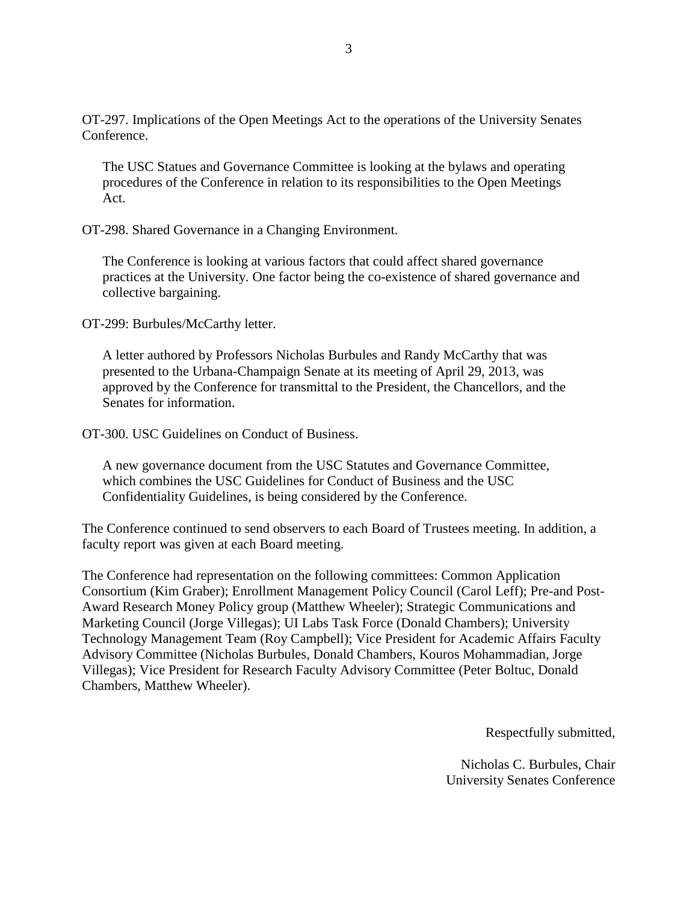OT-297. Implications of the Open Meetings Act to the operations of the University Senates Conference.

> The USC Statues and Governance Committee is looking at the bylaws and operating procedures of the Conference in relation to its responsibilities to the Open Meetings Act.

OT-298. Shared Governance in a Changing Environment.

> The Conference is looking at various factors that could affect shared governance practices at the University. One factor being the co-existence of shared governance and collective bargaining.

OT-299: Burbules/McCarthy letter.

> A letter authored by Professors Nicholas Burbules and Randy McCarthy that was presented to the Urbana-Champaign Senate at its meeting of April 29, 2013, was approved by the Conference for transmittal to the President, the Chancellors, and the Senates for information.

OT-300. USC Guidelines on Conduct of Business.

> A new governance document from the USC Statutes and Governance Committee, which combines the USC Guidelines for Conduct of Business and the USC Confidentiality Guidelines, is being considered by the Conference.

The Conference continued to send observers to each Board of Trustees meeting. In addition, a faculty report was given at each Board meeting.

The Conference had representation on the following committees: Common Application Consortium (Kim Graber); Enrollment Management Policy Council (Carol Leff); Pre-and Post-Award Research Money Policy group (Matthew Wheeler); Strategic Communications and Marketing Council (Jorge Villegas); UI Labs Task Force (Donald Chambers); University Technology Management Team (Roy Campbell); Vice President for Academic Affairs Faculty Advisory Committee (Nicholas Burbules, Donald Chambers, Kouros Mohammadian, Jorge Villegas); Vice President for Research Faculty Advisory Committee (Peter Boltuc, Donald Chambers, Matthew Wheeler).

Respectfully submitted,

Nicholas C. Burbules, Chair
University Senates Conference